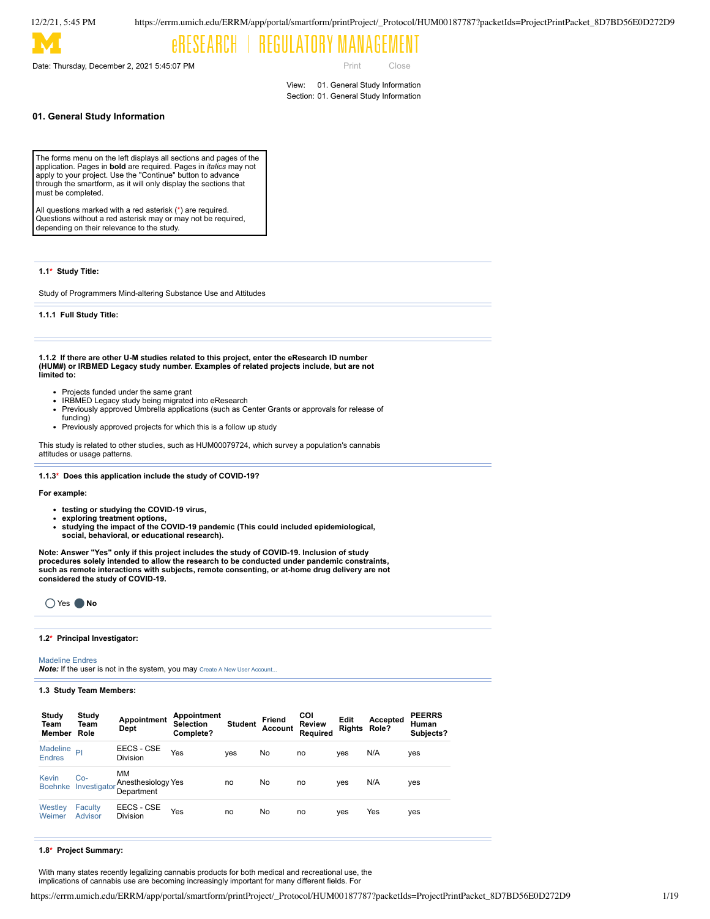Date: Thursday, December 2, 2021 5:45:07 PM

View: 01. General Study Information
Section: 01. General Study Information

## 01. General Study Information

The forms menu on the left displays all sections and pages of the application. Pages in **bold** are required. Pages in *italics* may not apply to your project. Use the "Continue" button to advance through the smartform, as it will only display the sections that must be completed.

All questions marked with a red asterisk (*) are required. Questions without a red asterisk may or may not be required, depending on their relevance to the study.

**1.1* Study Title:**

Study of Programmers Mind-altering Substance Use and Attitudes

**1.1.1 Full Study Title:**

**1.1.2 If there are other U-M studies related to this project, enter the eResearch ID number (HUM#) or IRBMED Legacy study number. Examples of related projects include, but are not limited to:**

- Projects funded under the same grant
- IRBMED Legacy study being migrated into eResearch
- Previously approved Umbrella applications (such as Center Grants or approvals for release of funding)
- Previously approved projects for which this is a follow up study

This study is related to other studies, such as HUM00079724, which survey a population's cannabis attitudes or usage patterns.

**1.1.3* Does this application include the study of COVID-19?**

**For example:**

- **testing or studying the COVID-19 virus,**
- **exploring treatment options,**
- **studying the impact of the COVID-19 pandemic (This could included epidemiological, social, behavioral, or educational research).**

**Note: Answer "Yes" only if this project includes the study of COVID-19. Inclusion of study procedures solely intended to allow the research to be conducted under pandemic constraints, such as remote interactions with subjects, remote consenting, or at-home drug delivery are not considered the study of COVID-19.**

○ Yes ● **No**

**1.2* Principal Investigator:**

Madeline Endres
***Note:*** If the user is not in the system, you may Create A New User Account...

**1.3 Study Team Members:**

| Study Team Member | Study Team Role | Appointment Dept | Appointment Selection Complete? | Student | Friend Account | COI Review Required | Edit Rights | Accepted Role? | PEERRS Human Subjects? |
|---|---|---|---|---|---|---|---|---|---|
| Madeline Endres | PI | EECS - CSE Division | Yes | yes | No | no | yes | N/A | yes |
| Kevin Boehnke | Co-Investigator | MM Anesthesiology Department | Yes | no | No | no | yes | N/A | yes |
| Westley Weimer | Faculty Advisor | EECS - CSE Division | Yes | no | No | no | yes | Yes | yes |

**1.8* Project Summary:**

With many states recently legalizing cannabis products for both medical and recreational use, the implications of cannabis use are becoming increasingly important for many different fields. For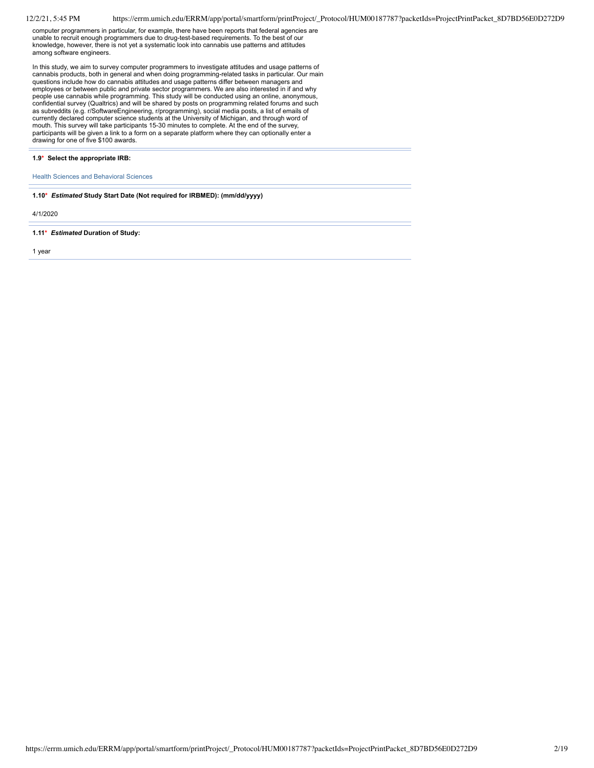computer programmers in particular, for example, there have been reports that federal agencies are unable to recruit enough programmers due to drug-test-based requirements. To the best of our knowledge, however, there is not yet a systematic look into cannabis use patterns and attitudes among software engineers.

In this study, we aim to survey computer programmers to investigate attitudes and usage patterns of cannabis products, both in general and when doing programming-related tasks in particular. Our main questions include how do cannabis attitudes and usage patterns differ between managers and employees or between public and private sector programmers. We are also interested in if and why people use cannabis while programming. This study will be conducted using an online, anonymous, confidential survey (Qualtrics) and will be shared by posts on programming related forums and such as subreddits (e.g. r/SoftwareEngineering, r/programming), social media posts, a list of emails of currently declared computer science students at the University of Michigan, and through word of mouth. This survey will take participants 15-30 minutes to complete. At the end of the survey, participants will be given a link to a form on a separate platform where they can optionally enter a drawing for one of five $100 awards.

---

**1.9*  Select the appropriate IRB:**

Health Sciences and Behavioral Sciences

---

**1.10*  *Estimated* Study Start Date (Not required for IRBMED): (mm/dd/yyyy)**

4/1/2020

---

**1.11*  *Estimated* Duration of Study:**

1 year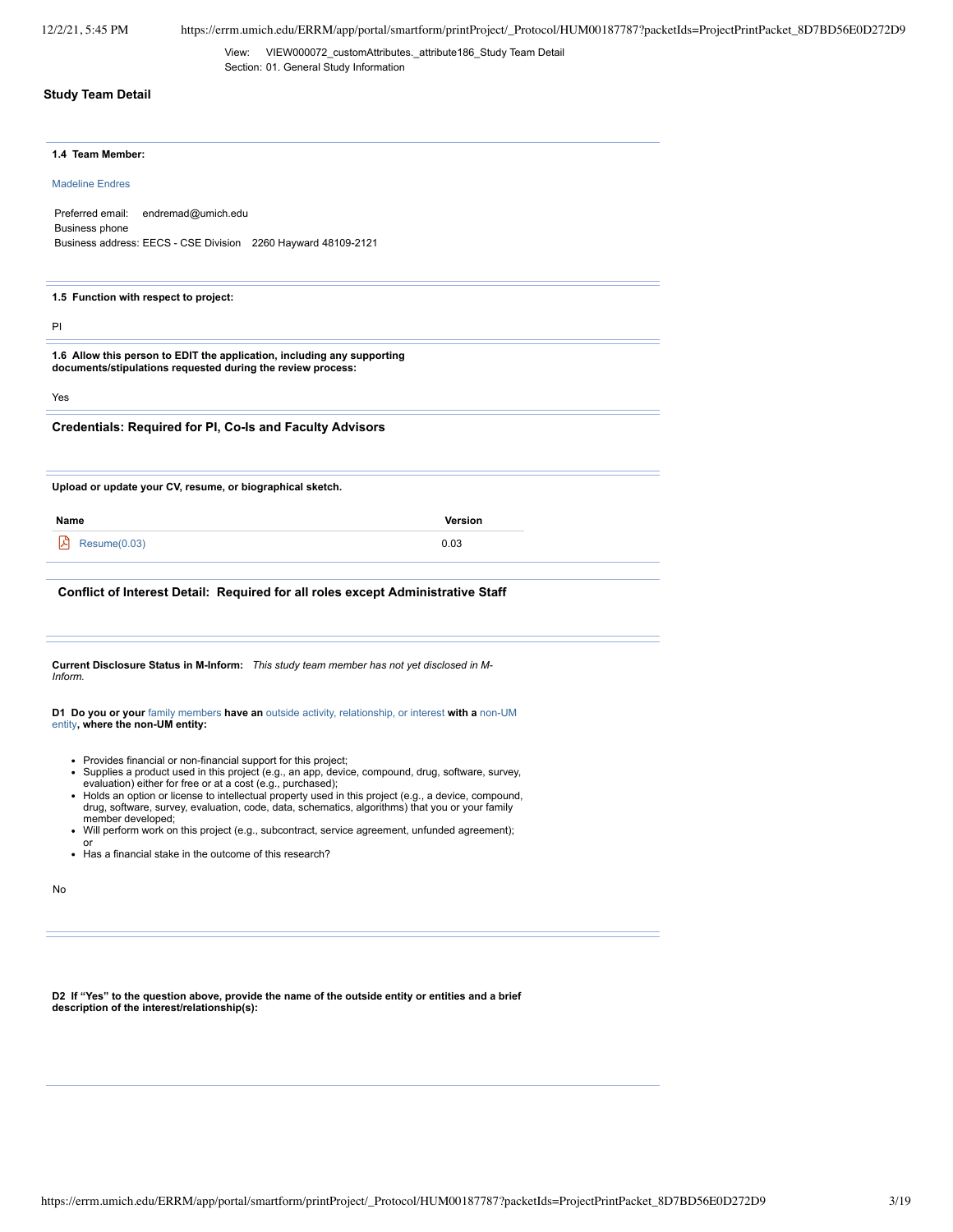View: VIEW000072_customAttributes._attribute186_Study Team Detail
Section: 01. General Study Information

## Study Team Detail

**1.4 Team Member:**

Madeline Endres

Preferred email: endremad@umich.edu
Business phone
Business address: EECS - CSE Division 2260 Hayward 48109-2121

**1.5 Function with respect to project:**

PI

**1.6 Allow this person to EDIT the application, including any supporting documents/stipulations requested during the review process:**

Yes

### Credentials: Required for PI, Co-Is and Faculty Advisors

**Upload or update your CV, resume, or biographical sketch.**

| Name | Version |
| --- | --- |
| Resume(0.03) | 0.03 |

### Conflict of Interest Detail: Required for all roles except Administrative Staff

**Current Disclosure Status in M-Inform:** *This study team member has not yet disclosed in M-Inform.*

**D1 Do you or your family members have an outside activity, relationship, or interest with a non-UM entity, where the non-UM entity:**

- Provides financial or non-financial support for this project;
- Supplies a product used in this project (e.g., an app, device, compound, drug, software, survey, evaluation) either for free or at a cost (e.g., purchased);
- Holds an option or license to intellectual property used in this project (e.g., a device, compound, drug, software, survey, evaluation, code, data, schematics, algorithms) that you or your family member developed;
- Will perform work on this project (e.g., subcontract, service agreement, unfunded agreement); or
- Has a financial stake in the outcome of this research?

No

**D2 If "Yes" to the question above, provide the name of the outside entity or entities and a brief description of the interest/relationship(s):**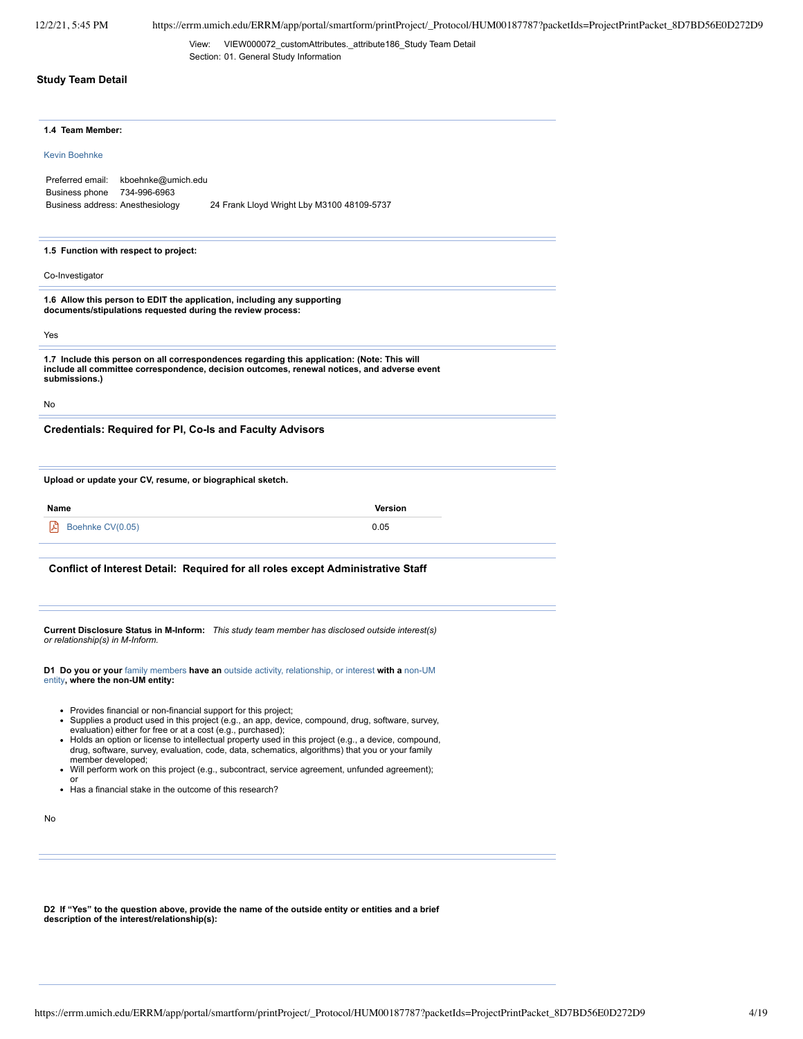View: VIEW000072_customAttributes._attribute186_Study Team Detail
Section: 01. General Study Information

## Study Team Detail

**1.4 Team Member:**

Kevin Boehnke

Preferred email: kboehnke@umich.edu
Business phone 734-996-6963
Business address: Anesthesiology 24 Frank Lloyd Wright Lby M3100 48109-5737

**1.5 Function with respect to project:**

Co-Investigator

**1.6 Allow this person to EDIT the application, including any supporting documents/stipulations requested during the review process:**

Yes

**1.7 Include this person on all correspondences regarding this application: (Note: This will include all committee correspondence, decision outcomes, renewal notices, and adverse event submissions.)**

No

### Credentials: Required for PI, Co-Is and Faculty Advisors

**Upload or update your CV, resume, or biographical sketch.**

| Name | Version |
| --- | --- |
| Boehnke CV(0.05) | 0.05 |

### Conflict of Interest Detail: Required for all roles except Administrative Staff

**Current Disclosure Status in M-Inform:** *This study team member has disclosed outside interest(s) or relationship(s) in M-Inform.*

**D1 Do you or your** family members **have an** outside activity, relationship, or interest **with a** non-UM entity**, where the non-UM entity:**

- Provides financial or non-financial support for this project;
- Supplies a product used in this project (e.g., an app, device, compound, drug, software, survey, evaluation) either for free or at a cost (e.g., purchased);
- Holds an option or license to intellectual property used in this project (e.g., a device, compound, drug, software, survey, evaluation, code, data, schematics, algorithms) that you or your family member developed;
- Will perform work on this project (e.g., subcontract, service agreement, unfunded agreement); or
- Has a financial stake in the outcome of this research?

No

**D2 If "Yes" to the question above, provide the name of the outside entity or entities and a brief description of the interest/relationship(s):**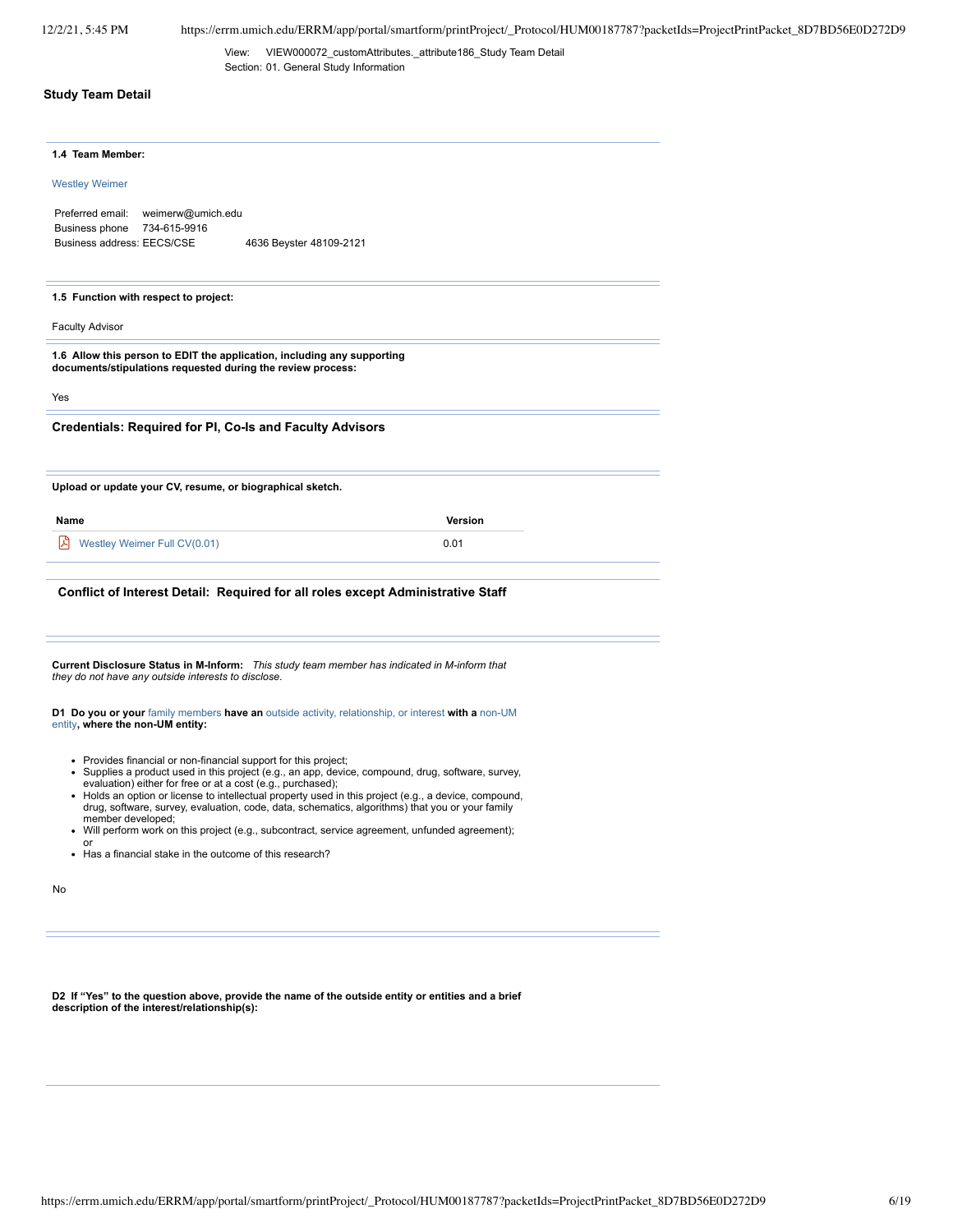View: VIEW000072_customAttributes._attribute186_Study Team Detail
Section: 01. General Study Information

## Study Team Detail

**1.4 Team Member:**

Westley Weimer

Preferred email: weimerw@umich.edu
Business phone 734-615-9916
Business address: EECS/CSE 4636 Beyster 48109-2121

**1.5 Function with respect to project:**

Faculty Advisor

**1.6 Allow this person to EDIT the application, including any supporting documents/stipulations requested during the review process:**

Yes

### Credentials: Required for PI, Co-Is and Faculty Advisors

**Upload or update your CV, resume, or biographical sketch.**

| Name | Version |
| --- | --- |
| Westley Weimer Full CV(0.01) | 0.01 |

### Conflict of Interest Detail: Required for all roles except Administrative Staff

**Current Disclosure Status in M-Inform:** *This study team member has indicated in M-inform that they do not have any outside interests to disclose.*

**D1 Do you or your family members have an outside activity, relationship, or interest with a non-UM entity, where the non-UM entity:**

- Provides financial or non-financial support for this project;
- Supplies a product used in this project (e.g., an app, device, compound, drug, software, survey, evaluation) either for free or at a cost (e.g., purchased);
- Holds an option or license to intellectual property used in this project (e.g., a device, compound, drug, software, survey, evaluation, code, data, schematics, algorithms) that you or your family member developed;
- Will perform work on this project (e.g., subcontract, service agreement, unfunded agreement); or
- Has a financial stake in the outcome of this research?

No

**D2 If "Yes" to the question above, provide the name of the outside entity or entities and a brief description of the interest/relationship(s):**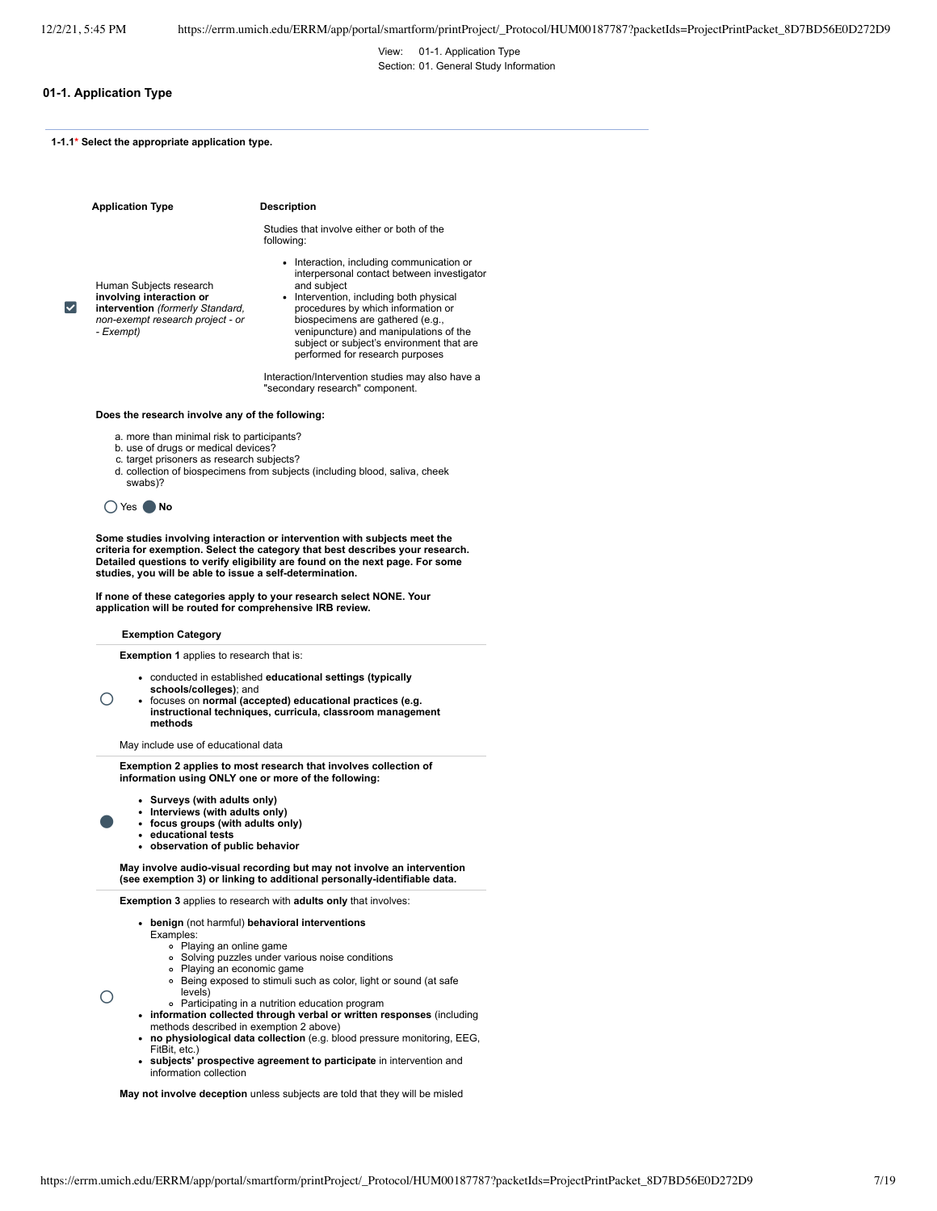View: 01-1. Application Type
Section: 01. General Study Information

## 01-1. Application Type

**1-1.1* Select the appropriate application type.**

| | Application Type | Description |
|---|---|---|
| ☑ | Human Subjects research **involving interaction or intervention** *(formerly Standard, non-exempt research project - or - Exempt)* | Studies that involve either or both of the following:<br>• Interaction, including communication or interpersonal contact between investigator and subject<br>• Intervention, including both physical procedures by which information or biospecimens are gathered (e.g., venipuncture) and manipulations of the subject or subject's environment that are performed for research purposes<br><br>Interaction/Intervention studies may also have a "secondary research" component. |

**Does the research involve any of the following:**

a. more than minimal risk to participants?
b. use of drugs or medical devices?
c. target prisoners as research subjects?
d. collection of biospecimens from subjects (including blood, saliva, cheek swabs)?

○ Yes ● **No**

**Some studies involving interaction or intervention with subjects meet the criteria for exemption. Select the category that best describes your research. Detailed questions to verify eligibility are found on the next page. For some studies, you will be able to issue a self-determination.**

**If none of these categories apply to your research select NONE. Your application will be routed for comprehensive IRB review.**

| | Exemption Category |
|---|---|
| ○ | **Exemption 1** applies to research that is:<br>• conducted in established **educational settings (typically schools/colleges)**; and<br>• focuses on **normal (accepted) educational practices (e.g. instructional techniques, curricula, classroom management methods**<br><br>May include use of educational data |
| ● | **Exemption 2 applies to most research that involves collection of information using ONLY one or more of the following:**<br>• **Surveys (with adults only)**<br>• **Interviews (with adults only)**<br>• **focus groups (with adults only)**<br>• **educational tests**<br>• **observation of public behavior**<br><br>**May involve audio-visual recording but may not involve an intervention (see exemption 3) or linking to additional personally-identifiable data.** |
| ○ | **Exemption 3** applies to research with **adults only** that involves:<br>• **benign** (not harmful) **behavioral interventions**<br>Examples:<br>◦ Playing an online game<br>◦ Solving puzzles under various noise conditions<br>◦ Playing an economic game<br>◦ Being exposed to stimuli such as color, light or sound (at safe levels)<br>◦ Participating in a nutrition education program<br>• **information collected through verbal or written responses** (including methods described in exemption 2 above)<br>• **no physiological data collection** (e.g. blood pressure monitoring, EEG, FitBit, etc.)<br>• **subjects' prospective agreement to participate** in intervention and information collection<br><br>**May not involve deception** unless subjects are told that they will be misled |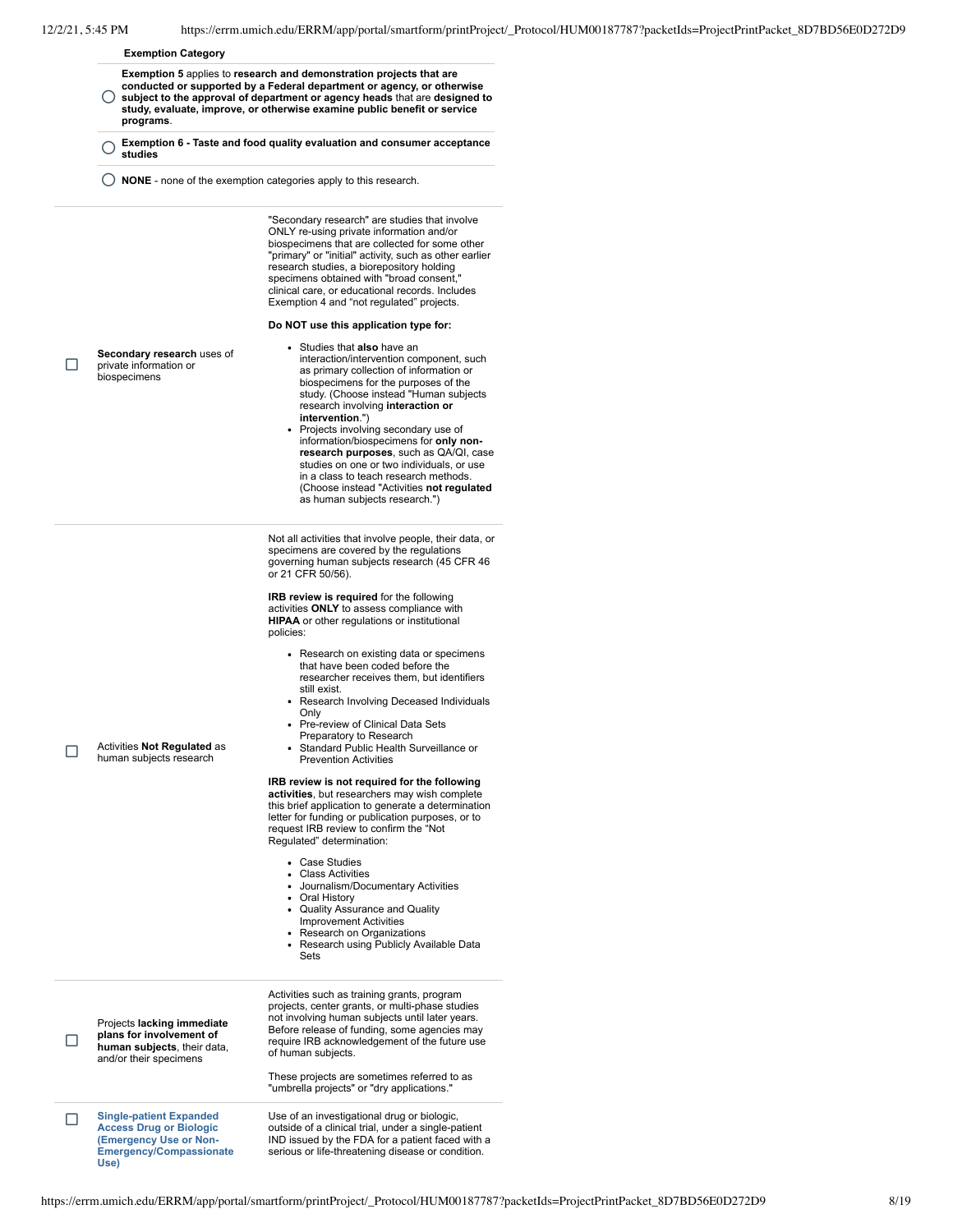**Exemption Category**

- ○ **Exemption 5** applies to **research and demonstration projects that are conducted or supported by a Federal department or agency, or otherwise subject to the approval of department or agency heads** that are **designed to study, evaluate, improve, or otherwise examine public benefit or service programs**.
- ○ **Exemption 6 - Taste and food quality evaluation and consumer acceptance studies**
- ○ **NONE** - none of the exemption categories apply to this research.

| | | |
|---|---|---|
| ☐ | **Secondary research** uses of private information or biospecimens | "Secondary research" are studies that involve ONLY re-using private information and/or biospecimens that are collected for some other "primary" or "initial" activity, such as other earlier research studies, a biorepository holding specimens obtained with "broad consent," clinical care, or educational records. Includes Exemption 4 and "not regulated" projects.<br><br>**Do NOT use this application type for:**<br><br>• Studies that **also** have an interaction/intervention component, such as primary collection of information or biospecimens for the purposes of the study. (Choose instead "Human subjects research involving **interaction or intervention**.")<br>• Projects involving secondary use of information/biospecimens for **only non-research purposes**, such as QA/QI, case studies on one or two individuals, or use in a class to teach research methods. (Choose instead "Activities **not regulated** as human subjects research.") |
| ☐ | Activities **Not Regulated** as human subjects research | Not all activities that involve people, their data, or specimens are covered by the regulations governing human subjects research (45 CFR 46 or 21 CFR 50/56).<br><br>**IRB review is required** for the following activities **ONLY** to assess compliance with **HIPAA** or other regulations or institutional policies:<br><br>• Research on existing data or specimens that have been coded before the researcher receives them, but identifiers still exist.<br>• Research Involving Deceased Individuals Only<br>• Pre-review of Clinical Data Sets Preparatory to Research<br>• Standard Public Health Surveillance or Prevention Activities<br><br>**IRB review is not required for the following activities**, but researchers may wish complete this brief application to generate a determination letter for funding or publication purposes, or to request IRB review to confirm the "Not Regulated" determination:<br><br>• Case Studies<br>• Class Activities<br>• Journalism/Documentary Activities<br>• Oral History<br>• Quality Assurance and Quality Improvement Activities<br>• Research on Organizations<br>• Research using Publicly Available Data Sets |
| ☐ | Projects **lacking immediate plans for involvement of human subjects**, their data, and/or their specimens | Activities such as training grants, program projects, center grants, or multi-phase studies not involving human subjects until later years. Before release of funding, some agencies may require IRB acknowledgement of the future use of human subjects.<br><br>These projects are sometimes referred to as "umbrella projects" or "dry applications." |
| ☐ | **Single-patient Expanded Access Drug or Biologic (Emergency Use or Non-Emergency/Compassionate Use)** | Use of an investigational drug or biologic, outside of a clinical trial, under a single-patient IND issued by the FDA for a patient faced with a serious or life-threatening disease or condition. |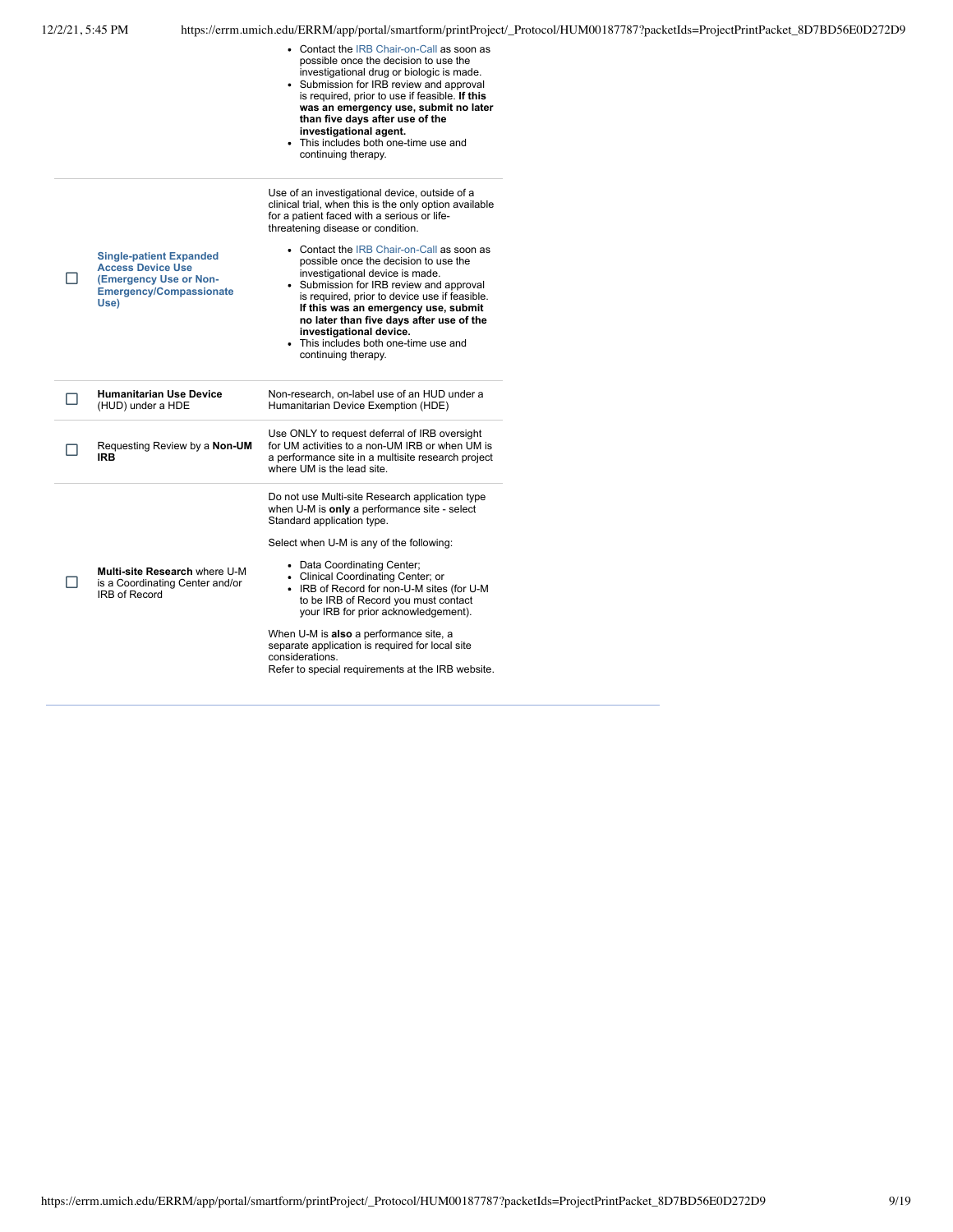| | | |
|---|---|---|
| | | • Contact the IRB Chair-on-Call as soon as possible once the decision to use the investigational drug or biologic is made.<br>• Submission for IRB review and approval is required, prior to use if feasible. **If this was an emergency use, submit no later than five days after use of the investigational agent.**<br>• This includes both one-time use and continuing therapy. |
| ☐ | **Single-patient Expanded Access Device Use (Emergency Use or Non-Emergency/Compassionate Use)** | Use of an investigational device, outside of a clinical trial, when this is the only option available for a patient faced with a serious or life-threatening disease or condition.<br><br>• Contact the IRB Chair-on-Call as soon as possible once the decision to use the investigational device is made.<br>• Submission for IRB review and approval is required, prior to device use if feasible. **If this was an emergency use, submit no later than five days after use of the investigational device.**<br>• This includes both one-time use and continuing therapy. |
| ☐ | **Humanitarian Use Device** (HUD) under a HDE | Non-research, on-label use of an HUD under a Humanitarian Device Exemption (HDE) |
| ☐ | Requesting Review by a **Non-UM IRB** | Use ONLY to request deferral of IRB oversight for UM activities to a non-UM IRB or when UM is a performance site in a multisite research project where UM is the lead site. |
| ☐ | **Multi-site Research** where U-M is a Coordinating Center and/or IRB of Record | Do not use Multi-site Research application type when U-M is **only** a performance site - select Standard application type.<br><br>Select when U-M is any of the following:<br><br>• Data Coordinating Center;<br>• Clinical Coordinating Center; or<br>• IRB of Record for non-U-M sites (for U-M to be IRB of Record you must contact your IRB for prior acknowledgement).<br><br>When U-M is **also** a performance site, a separate application is required for local site considerations.<br>Refer to special requirements at the IRB website. |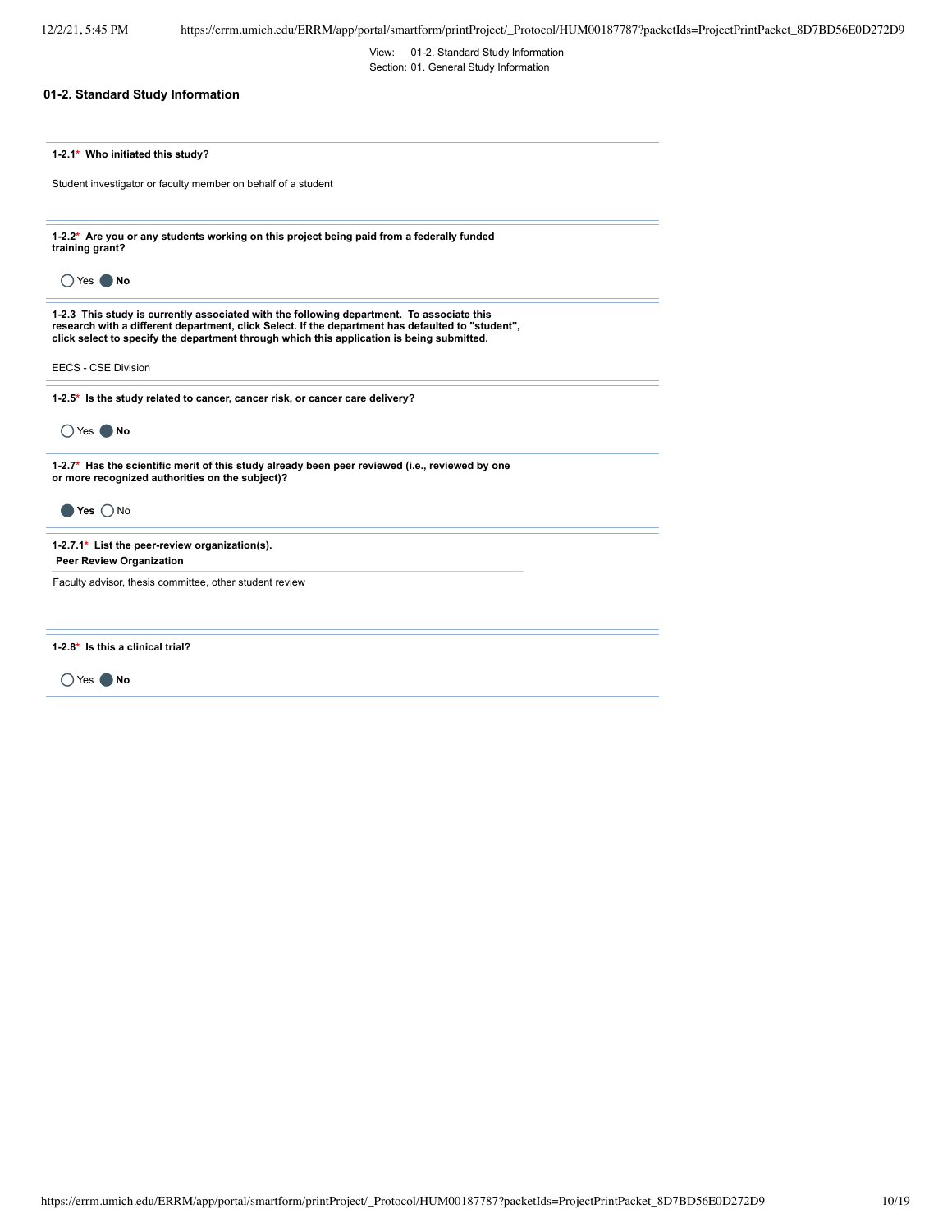View: 01-2. Standard Study Information
Section: 01. General Study Information

## 01-2. Standard Study Information

**1-2.1* Who initiated this study?**

Student investigator or faculty member on behalf of a student

**1-2.2* Are you or any students working on this project being paid from a federally funded training grant?**

○ Yes ● **No**

**1-2.3 This study is currently associated with the following department. To associate this research with a different department, click Select. If the department has defaulted to "student", click select to specify the department through which this application is being submitted.**

EECS - CSE Division

**1-2.5* Is the study related to cancer, cancer risk, or cancer care delivery?**

○ Yes ● **No**

**1-2.7* Has the scientific merit of this study already been peer reviewed (i.e., reviewed by one or more recognized authorities on the subject)?**

● **Yes** ○ No

**1-2.7.1* List the peer-review organization(s).**

| Peer Review Organization |
|---|
| Faculty advisor, thesis committee, other student review |

**1-2.8* Is this a clinical trial?**

○ Yes ● **No**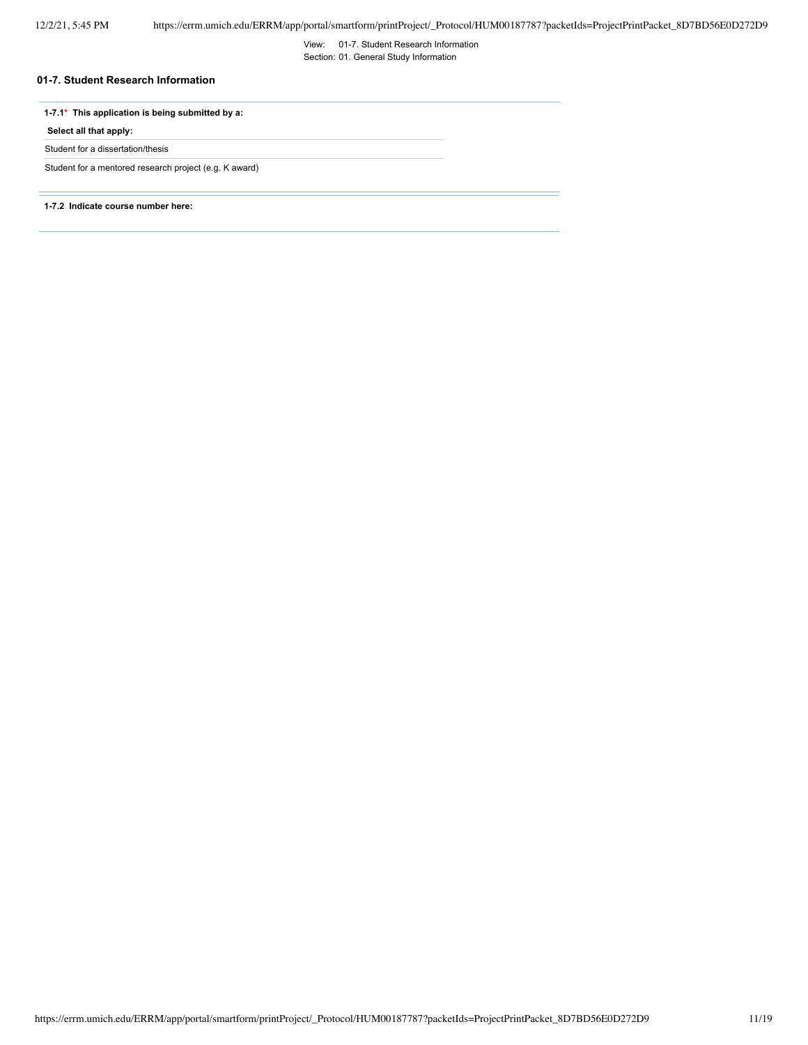View: 01-7. Student Research Information
Section: 01. General Study Information

## 01-7. Student Research Information

**1-7.1\* This application is being submitted by a:**

**Select all that apply:**

Student for a dissertation/thesis

Student for a mentored research project (e.g. K award)

**1-7.2 Indicate course number here:**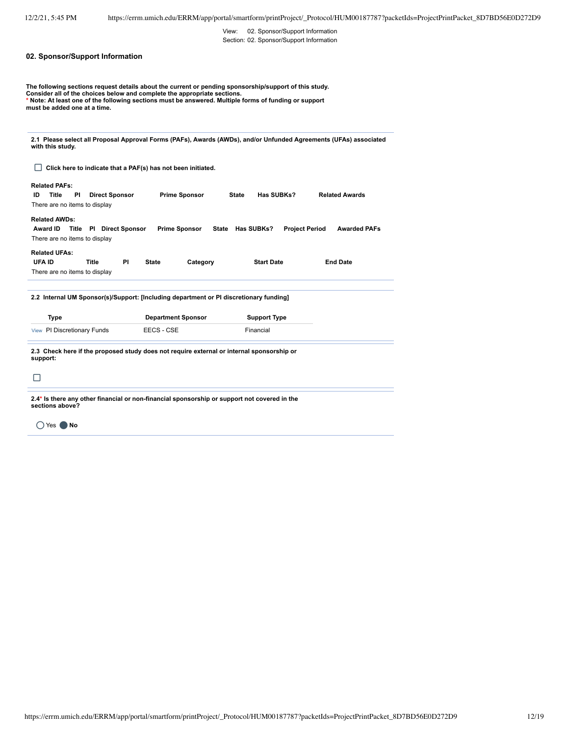View: 02. Sponsor/Support Information
Section: 02. Sponsor/Support Information

## 02. Sponsor/Support Information

**The following sections request details about the current or pending sponsorship/support of this study. Consider all of the choices below and complete the appropriate sections.**
**\* Note: At least one of the following sections must be answered. Multiple forms of funding or support must be added one at a time.**

**2.1 Please select all Proposal Approval Forms (PAFs), Awards (AWDs), and/or Unfunded Agreements (UFAs) associated with this study.**

☐ **Click here to indicate that a PAF(s) has not been initiated.**

**Related PAFs:**

| ID | Title | PI | Direct Sponsor | Prime Sponsor | State | Has SUBKs? | Related Awards |
|---|---|---|---|---|---|---|---|
| There are no items to display | | | | | | | |

**Related AWDs:**

| Award ID | Title | PI | Direct Sponsor | Prime Sponsor | State | Has SUBKs? | Project Period | Awarded PAFs |
|---|---|---|---|---|---|---|---|---|
| There are no items to display | | | | | | | | |

**Related UFAs:**

| UFA ID | Title | PI | State | Category | Start Date | End Date |
|---|---|---|---|---|---|---|
| There are no items to display | | | | | | |

**2.2 Internal UM Sponsor(s)/Support: [Including department or PI discretionary funding]**

| | Type | Department Sponsor | Support Type |
|---|---|---|---|
| View | PI Discretionary Funds | EECS - CSE | Financial |

**2.3 Check here if the proposed study does not require external or internal sponsorship or support:**

☐

**2.4\* Is there any other financial or non-financial sponsorship or support not covered in the sections above?**

○ Yes ● **No**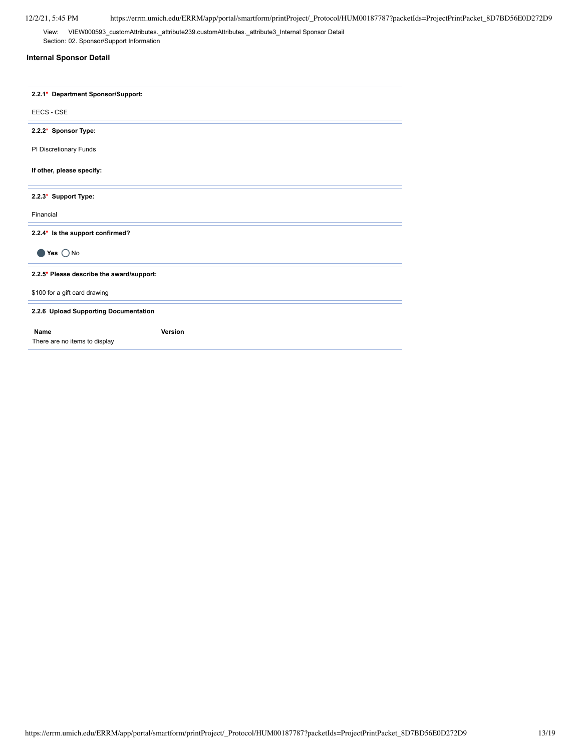View: VIEW000593_customAttributes._attribute239.customAttributes._attribute3_Internal Sponsor Detail
Section: 02. Sponsor/Support Information

## Internal Sponsor Detail

**2.2.1* Department Sponsor/Support:**

EECS - CSE

**2.2.2* Sponsor Type:**

PI Discretionary Funds

**If other, please specify:**

**2.2.3* Support Type:**

Financial

**2.2.4* Is the support confirmed?**

● **Yes** ○ No

**2.2.5* Please describe the award/support:**

$100 for a gift card drawing

**2.2.6 Upload Supporting Documentation**

| Name | Version |
|---|---|
| There are no items to display | |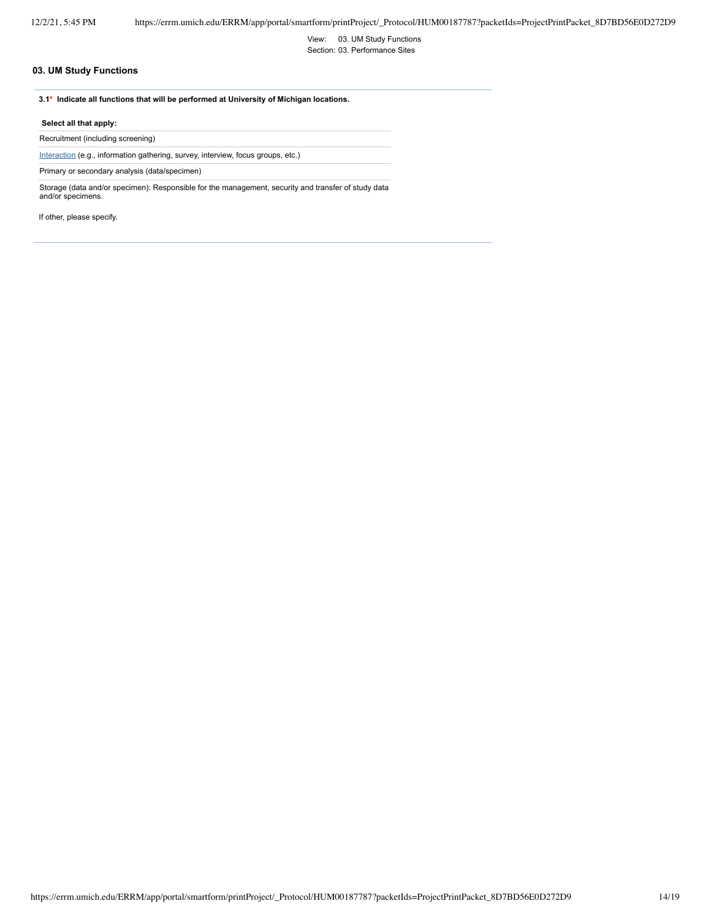View: 03. UM Study Functions
Section: 03. Performance Sites

## 03. UM Study Functions

**3.1* Indicate all functions that will be performed at University of Michigan locations.**

**Select all that apply:**

- Recruitment (including screening)
- Interaction (e.g., information gathering, survey, interview, focus groups, etc.)
- Primary or secondary analysis (data/specimen)
- Storage (data and/or specimen): Responsible for the management, security and transfer of study data and/or specimens.

If other, please specify.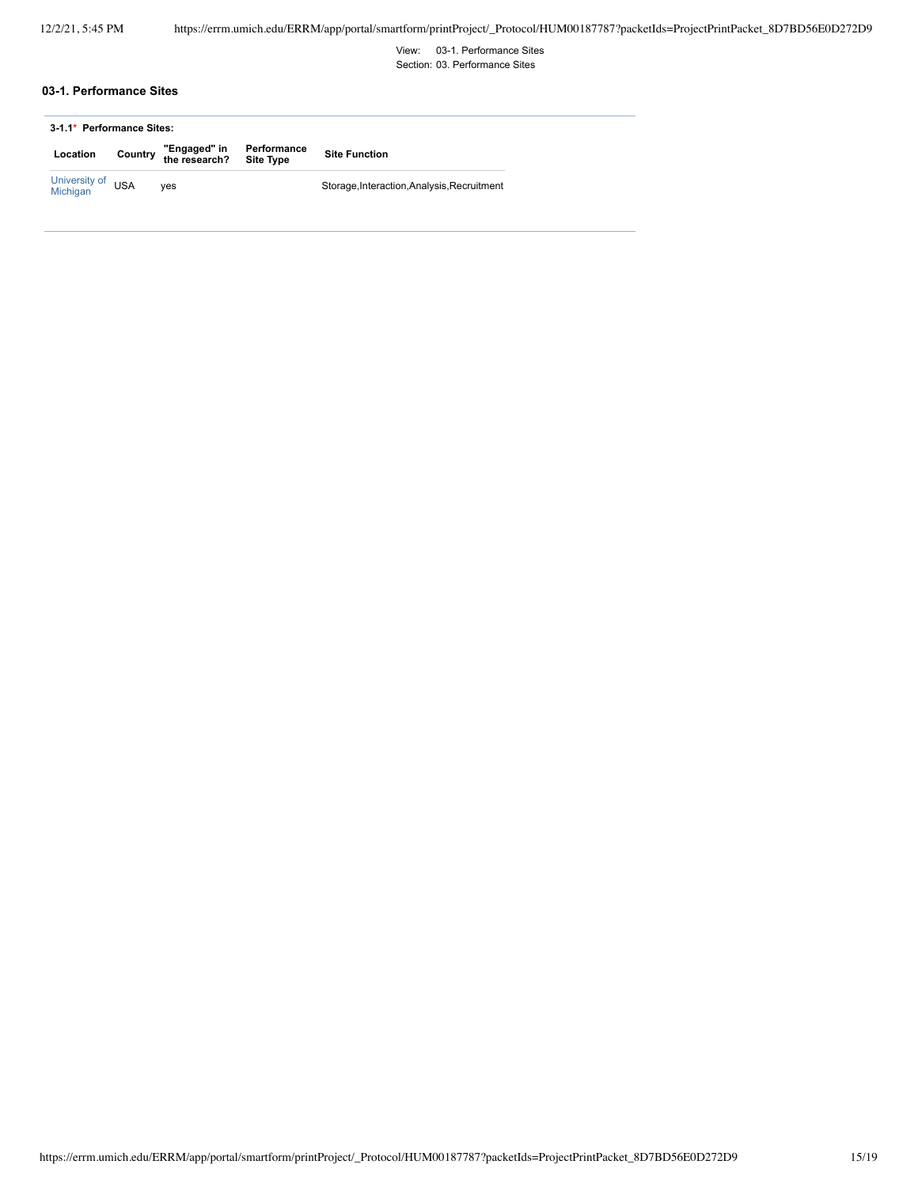View: 03-1. Performance Sites
Section: 03. Performance Sites

## 03-1. Performance Sites

**3-1.1* Performance Sites:**

| Location | Country | "Engaged" in the research? | Performance Site Type | Site Function |
|---|---|---|---|---|
| University of Michigan | USA | yes | | Storage,Interaction,Analysis,Recruitment |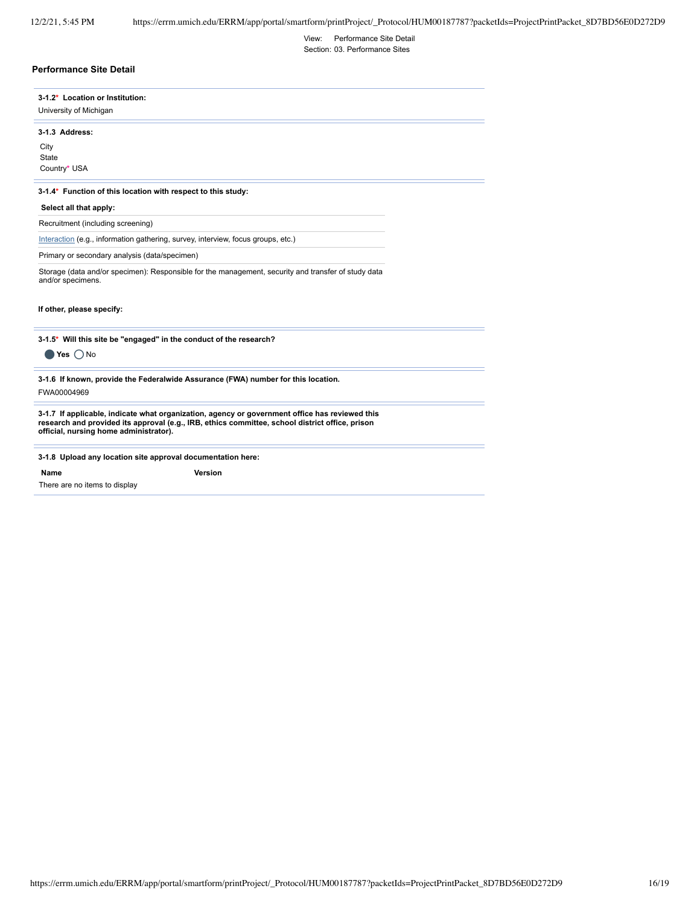View: Performance Site Detail
Section: 03. Performance Sites

## Performance Site Detail

**3-1.2* Location or Institution:**

University of Michigan

**3-1.3 Address:**

City
State
Country* USA

**3-1.4* Function of this location with respect to this study:**

**Select all that apply:**

Recruitment (including screening)

Interaction (e.g., information gathering, survey, interview, focus groups, etc.)

Primary or secondary analysis (data/specimen)

Storage (data and/or specimen): Responsible for the management, security and transfer of study data and/or specimens.

**If other, please specify:**

**3-1.5* Will this site be "engaged" in the conduct of the research?**

● **Yes** ○ No

**3-1.6 If known, provide the Federalwide Assurance (FWA) number for this location.**

FWA00004969

**3-1.7 If applicable, indicate what organization, agency or government office has reviewed this research and provided its approval (e.g., IRB, ethics committee, school district office, prison official, nursing home administrator).**

**3-1.8 Upload any location site approval documentation here:**

| Name | Version |
| --- | --- |
| There are no items to display | |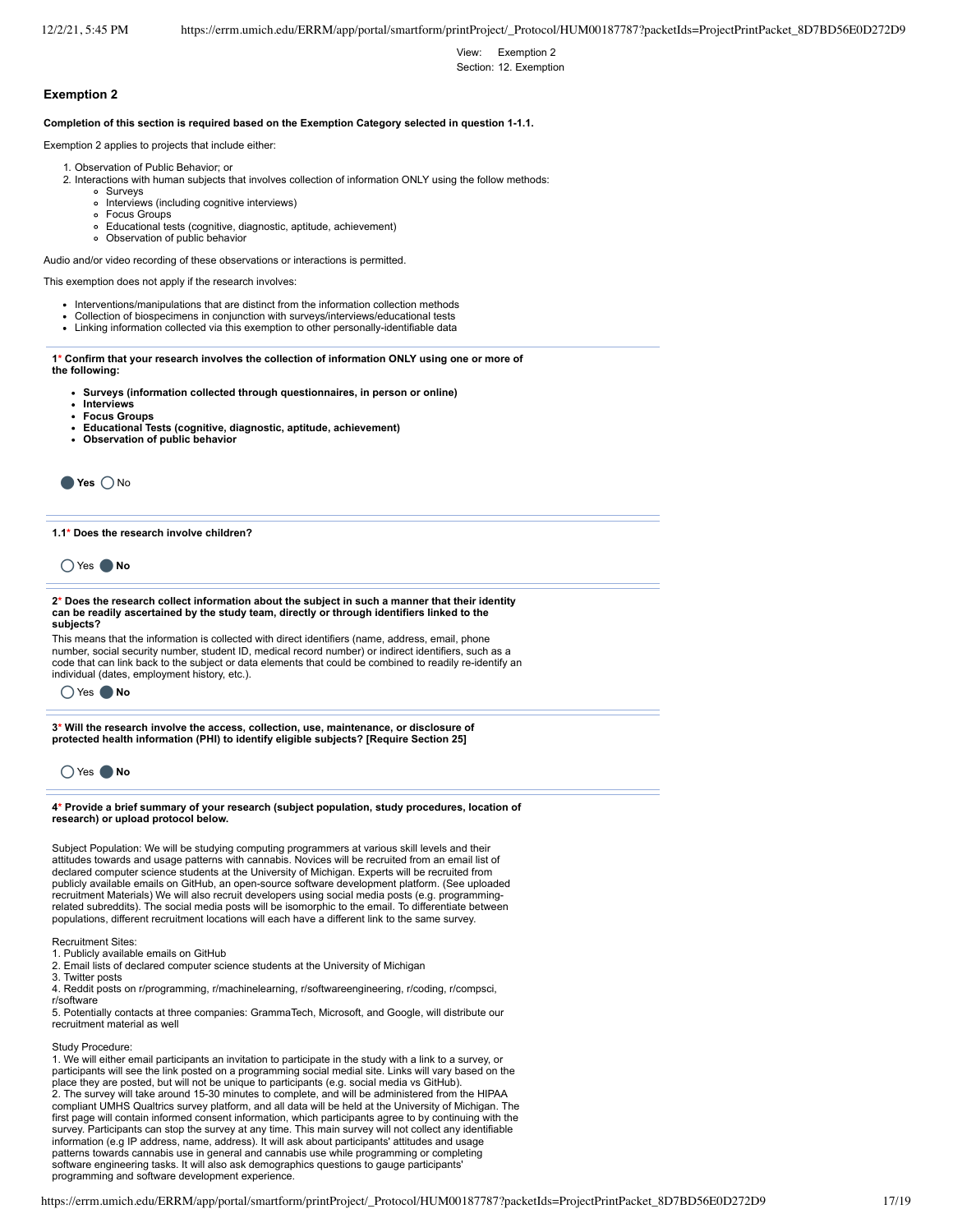View: Exemption 2
Section: 12. Exemption

## Exemption 2

**Completion of this section is required based on the Exemption Category selected in question 1-1.1.**

Exemption 2 applies to projects that include either:

1. Observation of Public Behavior; or
2. Interactions with human subjects that involves collection of information ONLY using the follow methods:
   - Surveys
   - Interviews (including cognitive interviews)
   - Focus Groups
   - Educational tests (cognitive, diagnostic, aptitude, achievement)
   - Observation of public behavior

Audio and/or video recording of these observations or interactions is permitted.

This exemption does not apply if the research involves:

- Interventions/manipulations that are distinct from the information collection methods
- Collection of biospecimens in conjunction with surveys/interviews/educational tests
- Linking information collected via this exemption to other personally-identifiable data

**1* Confirm that your research involves the collection of information ONLY using one or more of the following:**

- **Surveys (information collected through questionnaires, in person or online)**
- **Interviews**
- **Focus Groups**
- **Educational Tests (cognitive, diagnostic, aptitude, achievement)**
- **Observation of public behavior**

● **Yes** ○ No

**1.1* Does the research involve children?**

○ Yes ● **No**

**2* Does the research collect information about the subject in such a manner that their identity can be readily ascertained by the study team, directly or through identifiers linked to the subjects?**

This means that the information is collected with direct identifiers (name, address, email, phone number, social security number, student ID, medical record number) or indirect identifiers, such as a code that can link back to the subject or data elements that could be combined to readily re-identify an individual (dates, employment history, etc.).

○ Yes ● **No**

**3* Will the research involve the access, collection, use, maintenance, or disclosure of protected health information (PHI) to identify eligible subjects? [Require Section 25]**

○ Yes ● **No**

**4* Provide a brief summary of your research (subject population, study procedures, location of research) or upload protocol below.**

Subject Population: We will be studying computing programmers at various skill levels and their attitudes towards and usage patterns with cannabis. Novices will be recruited from an email list of declared computer science students at the University of Michigan. Experts will be recruited from publicly available emails on GitHub, an open-source software development platform. (See uploaded recruitment Materials) We will also recruit developers using social media posts (e.g. programming-related subreddits). The social media posts will be isomorphic to the email. To differentiate between populations, different recruitment locations will each have a different link to the same survey.

Recruitment Sites:
1. Publicly available emails on GitHub
2. Email lists of declared computer science students at the University of Michigan
3. Twitter posts
4. Reddit posts on r/programming, r/machinelearning, r/softwareengineering, r/coding, r/compsci, r/software
5. Potentially contacts at three companies: GrammaTech, Microsoft, and Google, will distribute our recruitment material as well

Study Procedure:
1. We will either email participants an invitation to participate in the study with a link to a survey, or participants will see the link posted on a programming social medial site. Links will vary based on the place they are posted, but will not be unique to participants (e.g. social media vs GitHub).
2. The survey will take around 15-30 minutes to complete, and will be administered from the HIPAA compliant UMHS Qualtrics survey platform, and all data will be held at the University of Michigan. The first page will contain informed consent information, which participants agree to by continuing with the survey. Participants can stop the survey at any time. This main survey will not collect any identifiable information (e.g IP address, name, address). It will ask about participants' attitudes and usage patterns towards cannabis use in general and cannabis use while programming or completing software engineering tasks. It will also ask demographics questions to gauge participants' programming and software development experience.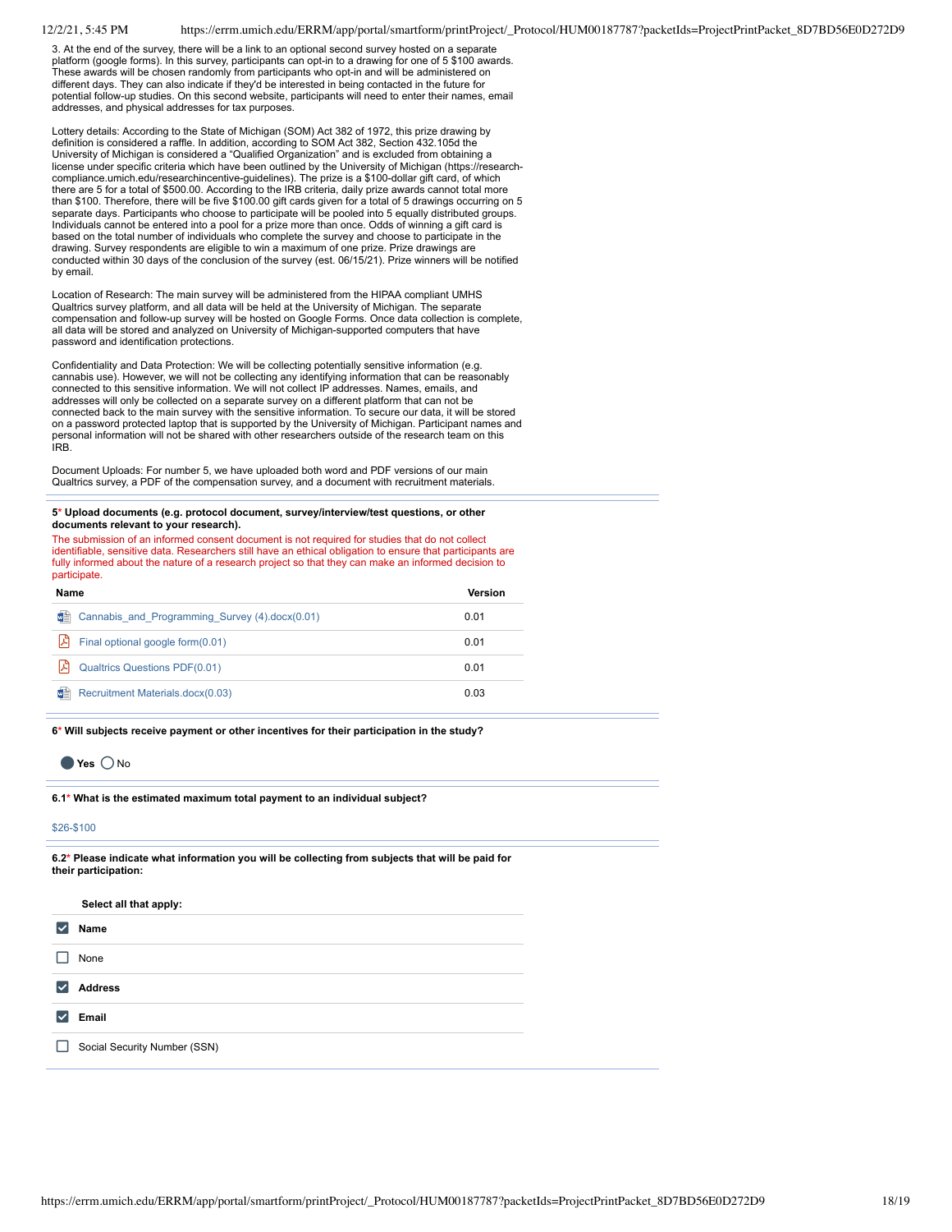3. At the end of the survey, there will be a link to an optional second survey hosted on a separate platform (google forms). In this survey, participants can opt-in to a drawing for one of 5 $100 awards. These awards will be chosen randomly from participants who opt-in and will be administered on different days. They can also indicate if they'd be interested in being contacted in the future for potential follow-up studies. On this second website, participants will need to enter their names, email addresses, and physical addresses for tax purposes.

Lottery details: According to the State of Michigan (SOM) Act 382 of 1972, this prize drawing by definition is considered a raffle. In addition, according to SOM Act 382, Section 432.105d the University of Michigan is considered a "Qualified Organization" and is excluded from obtaining a license under specific criteria which have been outlined by the University of Michigan (https://research-compliance.umich.edu/researchincentive-guidelines). The prize is a $100-dollar gift card, of which there are 5 for a total of $500.00. According to the IRB criteria, daily prize awards cannot total more than $100. Therefore, there will be five $100.00 gift cards given for a total of 5 drawings occurring on 5 separate days. Participants who choose to participate will be pooled into 5 equally distributed groups. Individuals cannot be entered into a pool for a prize more than once. Odds of winning a gift card is based on the total number of individuals who complete the survey and choose to participate in the drawing. Survey respondents are eligible to win a maximum of one prize. Prize drawings are conducted within 30 days of the conclusion of the survey (est. 06/15/21). Prize winners will be notified by email.

Location of Research: The main survey will be administered from the HIPAA compliant UMHS Qualtrics survey platform, and all data will be held at the University of Michigan. The separate compensation and follow-up survey will be hosted on Google Forms. Once data collection is complete, all data will be stored and analyzed on University of Michigan-supported computers that have password and identification protections.

Confidentiality and Data Protection: We will be collecting potentially sensitive information (e.g. cannabis use). However, we will not be collecting any identifying information that can be reasonably connected to this sensitive information. We will not collect IP addresses. Names, emails, and addresses will only be collected on a separate survey on a different platform that can not be connected back to the main survey with the sensitive information. To secure our data, it will be stored on a password protected laptop that is supported by the University of Michigan. Participant names and personal information will not be shared with other researchers outside of the research team on this IRB.

Document Uploads: For number 5, we have uploaded both word and PDF versions of our main Qualtrics survey, a PDF of the compensation survey, and a document with recruitment materials.

---

**5\* Upload documents (e.g. protocol document, survey/interview/test questions, or other documents relevant to your research).**

The submission of an informed consent document is not required for studies that do not collect identifiable, sensitive data. Researchers still have an ethical obligation to ensure that participants are fully informed about the nature of a research project so that they can make an informed decision to participate.

| Name | Version |
|---|---|
| Cannabis_and_Programming_Survey (4).docx(0.01) | 0.01 |
| Final optional google form(0.01) | 0.01 |
| Qualtrics Questions PDF(0.01) | 0.01 |
| Recruitment Materials.docx(0.03) | 0.03 |

---

**6\* Will subjects receive payment or other incentives for their participation in the study?**

● **Yes** ○ No

---

**6.1\* What is the estimated maximum total payment to an individual subject?**

$26-$100

---

**6.2\* Please indicate what information you will be collecting from subjects that will be paid for their participation:**

**Select all that apply:**

- [x] **Name**
- [ ] None
- [x] **Address**
- [x] **Email**
- [ ] Social Security Number (SSN)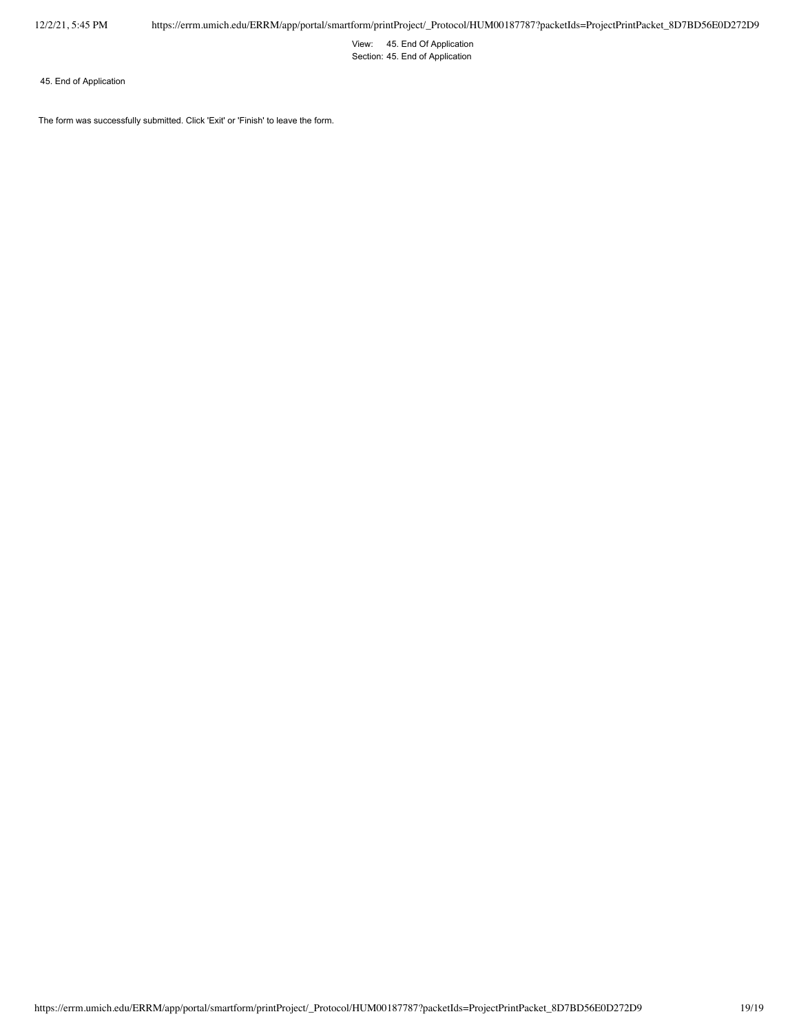View: 45. End Of Application
Section: 45. End of Application

## 45. End of Application

The form was successfully submitted. Click 'Exit' or 'Finish' to leave the form.